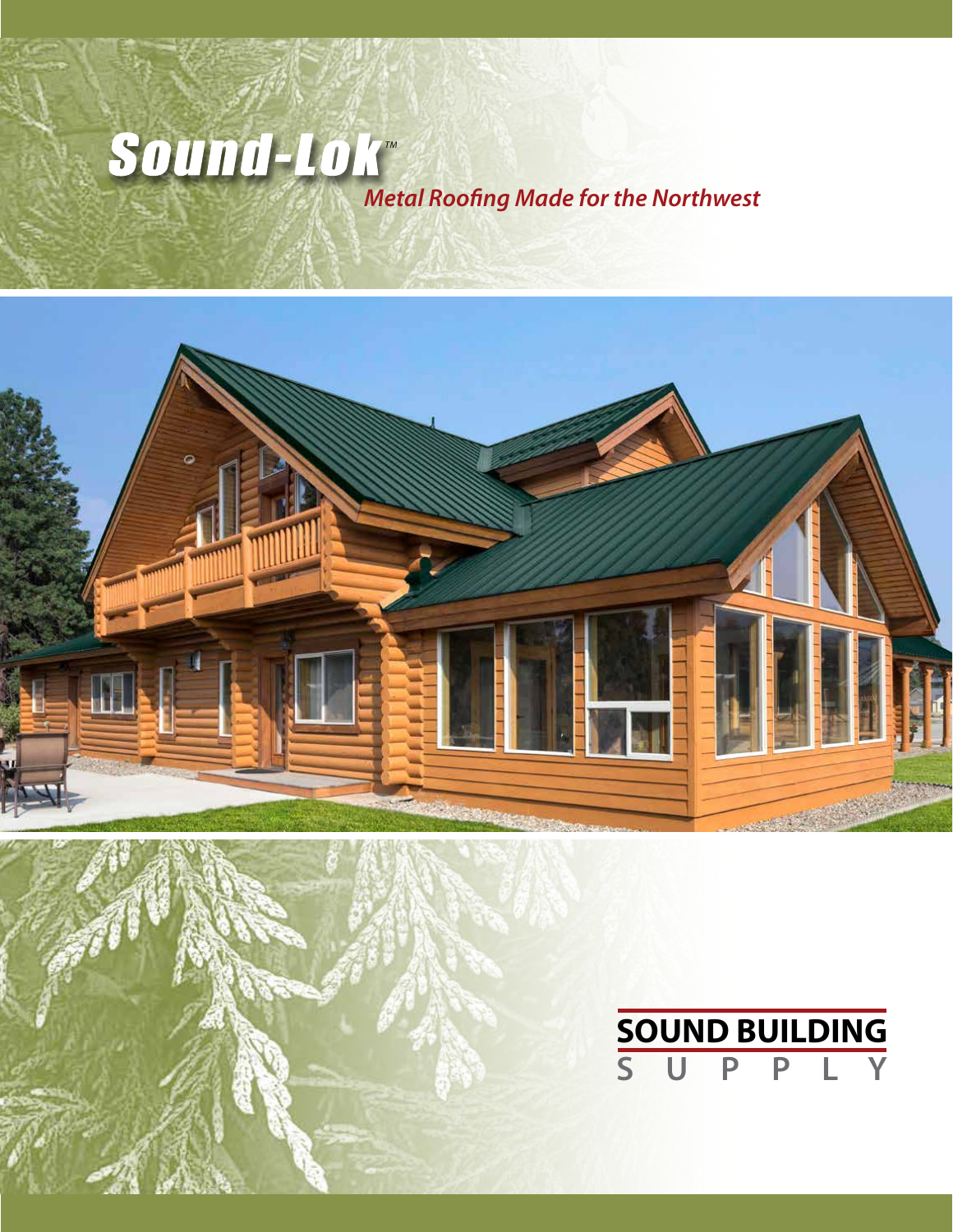# Sound-Lok™

*Metal Roofing Made for the Northwest*

**SOUND BUILDING SUPPLY**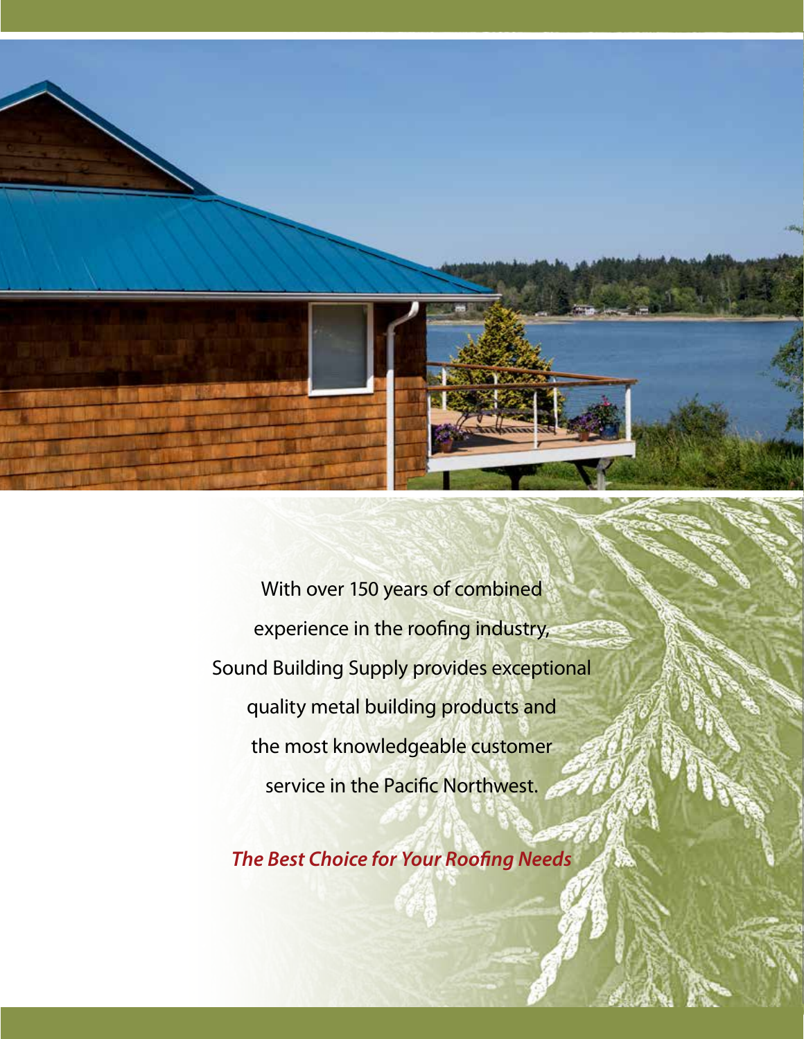With over 150 years of combined experience in the roofing industry, Sound Building Supply provides exceptional quality metal building products and the most knowledgeable customer service in the Pacific Northwest.

***The Best Choice for Your Roofing Needs***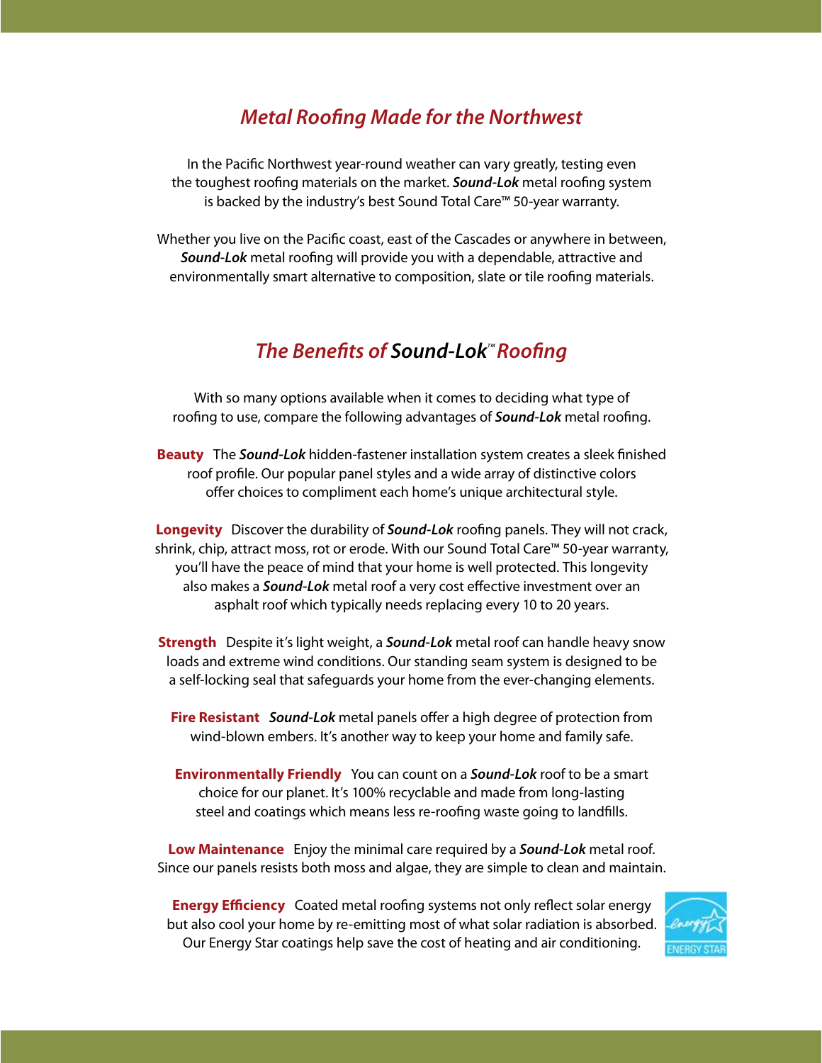## *Metal Roofing Made for the Northwest*

In the Pacific Northwest year-round weather can vary greatly, testing even the toughest roofing materials on the market. ***Sound-Lok*** metal roofing system is backed by the industry's best Sound Total Care™ 50-year warranty.

Whether you live on the Pacific coast, east of the Cascades or anywhere in between, ***Sound-Lok*** metal roofing will provide you with a dependable, attractive and environmentally smart alternative to composition, slate or tile roofing materials.

## *The Benefits of Sound-Lok™ Roofing*

With so many options available when it comes to deciding what type of roofing to use, compare the following advantages of ***Sound-Lok*** metal roofing.

**Beauty** The ***Sound-Lok*** hidden-fastener installation system creates a sleek finished roof profile. Our popular panel styles and a wide array of distinctive colors offer choices to compliment each home's unique architectural style.

**Longevity** Discover the durability of ***Sound-Lok*** roofing panels. They will not crack, shrink, chip, attract moss, rot or erode. With our Sound Total Care™ 50-year warranty, you'll have the peace of mind that your home is well protected. This longevity also makes a ***Sound-Lok*** metal roof a very cost effective investment over an asphalt roof which typically needs replacing every 10 to 20 years.

**Strength** Despite it's light weight, a ***Sound-Lok*** metal roof can handle heavy snow loads and extreme wind conditions. Our standing seam system is designed to be a self-locking seal that safeguards your home from the ever-changing elements.

**Fire Resistant** ***Sound-Lok*** metal panels offer a high degree of protection from wind-blown embers. It's another way to keep your home and family safe.

**Environmentally Friendly** You can count on a ***Sound-Lok*** roof to be a smart choice for our planet. It's 100% recyclable and made from long-lasting steel and coatings which means less re-roofing waste going to landfills.

**Low Maintenance** Enjoy the minimal care required by a ***Sound-Lok*** metal roof. Since our panels resists both moss and algae, they are simple to clean and maintain.

**Energy Efficiency** Coated metal roofing systems not only reflect solar energy but also cool your home by re-emitting most of what solar radiation is absorbed. Our Energy Star coatings help save the cost of heating and air conditioning.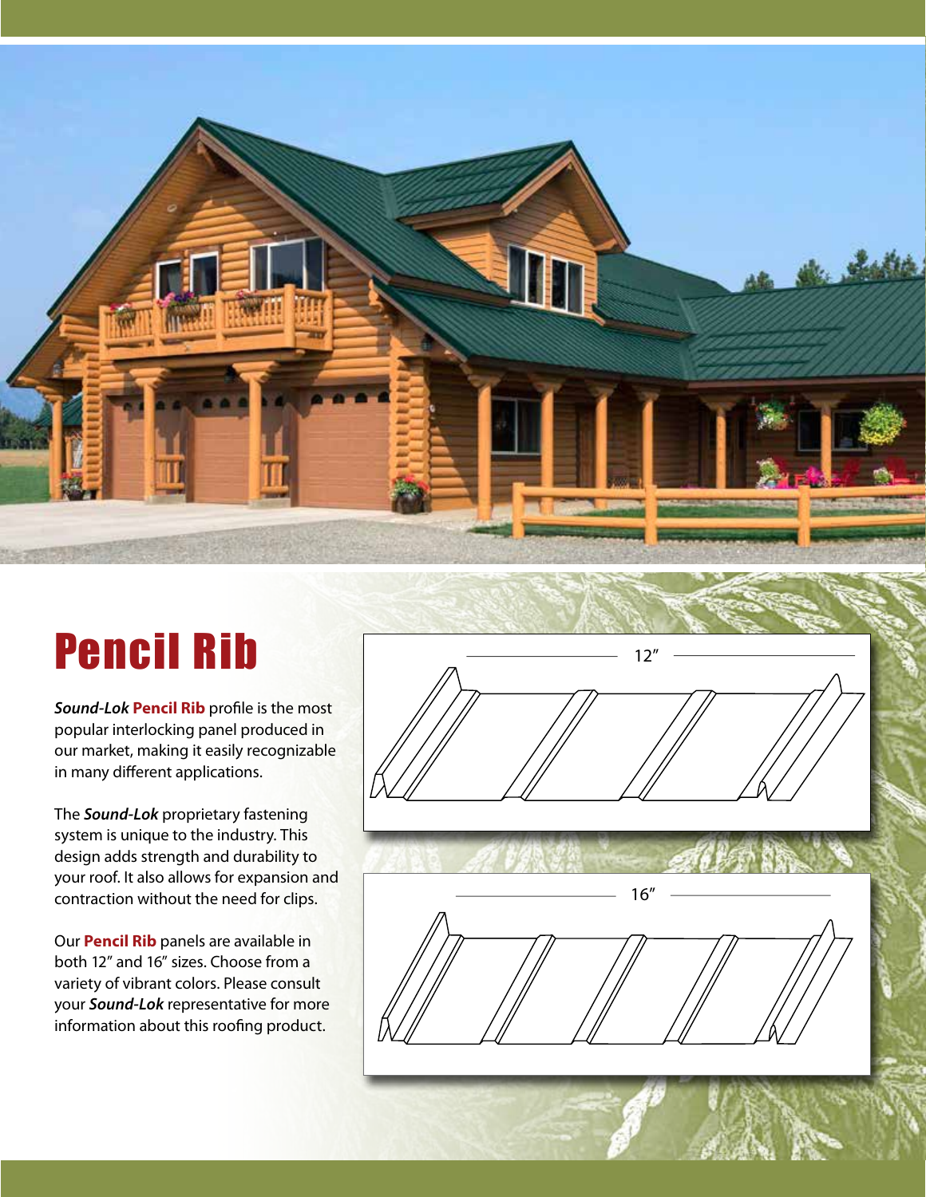# Pencil Rib

***Sound-Lok*** **Pencil Rib** profile is the most popular interlocking panel produced in our market, making it easily recognizable in many different applications.

The ***Sound-Lok*** proprietary fastening system is unique to the industry. This design adds strength and durability to your roof. It also allows for expansion and contraction without the need for clips.

Our **Pencil Rib** panels are available in both 12″ and 16″ sizes. Choose from a variety of vibrant colors. Please consult your ***Sound-Lok*** representative for more information about this roofing product.

12″

16″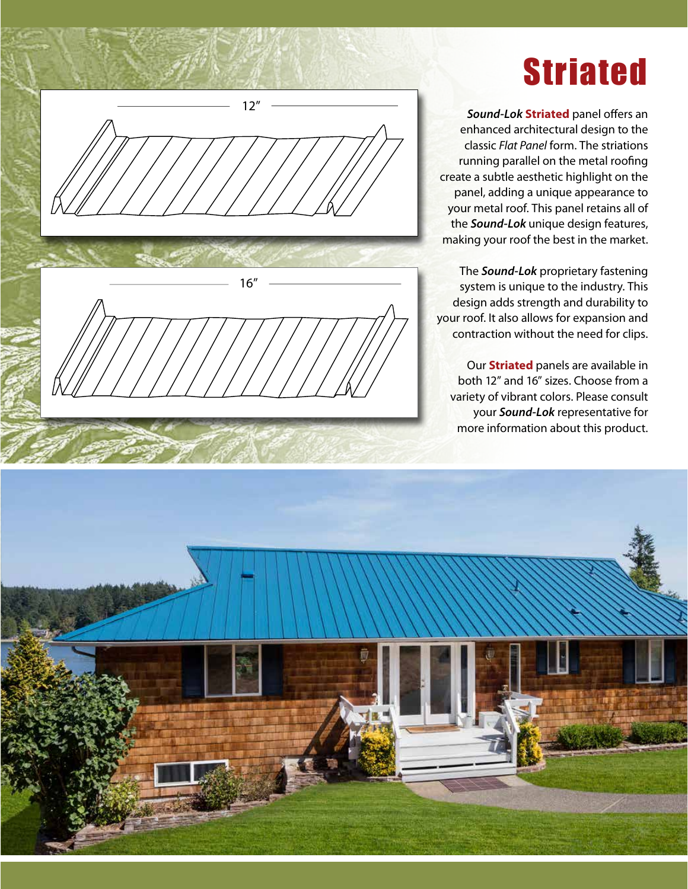# Striated

***Sound-Lok* Striated** panel offers an enhanced architectural design to the classic *Flat Panel* form. The striations running parallel on the metal roofing create a subtle aesthetic highlight on the panel, adding a unique appearance to your metal roof. This panel retains all of the ***Sound-Lok*** unique design features, making your roof the best in the market.

The ***Sound-Lok*** proprietary fastening system is unique to the industry. This design adds strength and durability to your roof. It also allows for expansion and contraction without the need for clips.

Our **Striated** panels are available in both 12″ and 16″ sizes. Choose from a variety of vibrant colors. Please consult your ***Sound-Lok*** representative for more information about this product.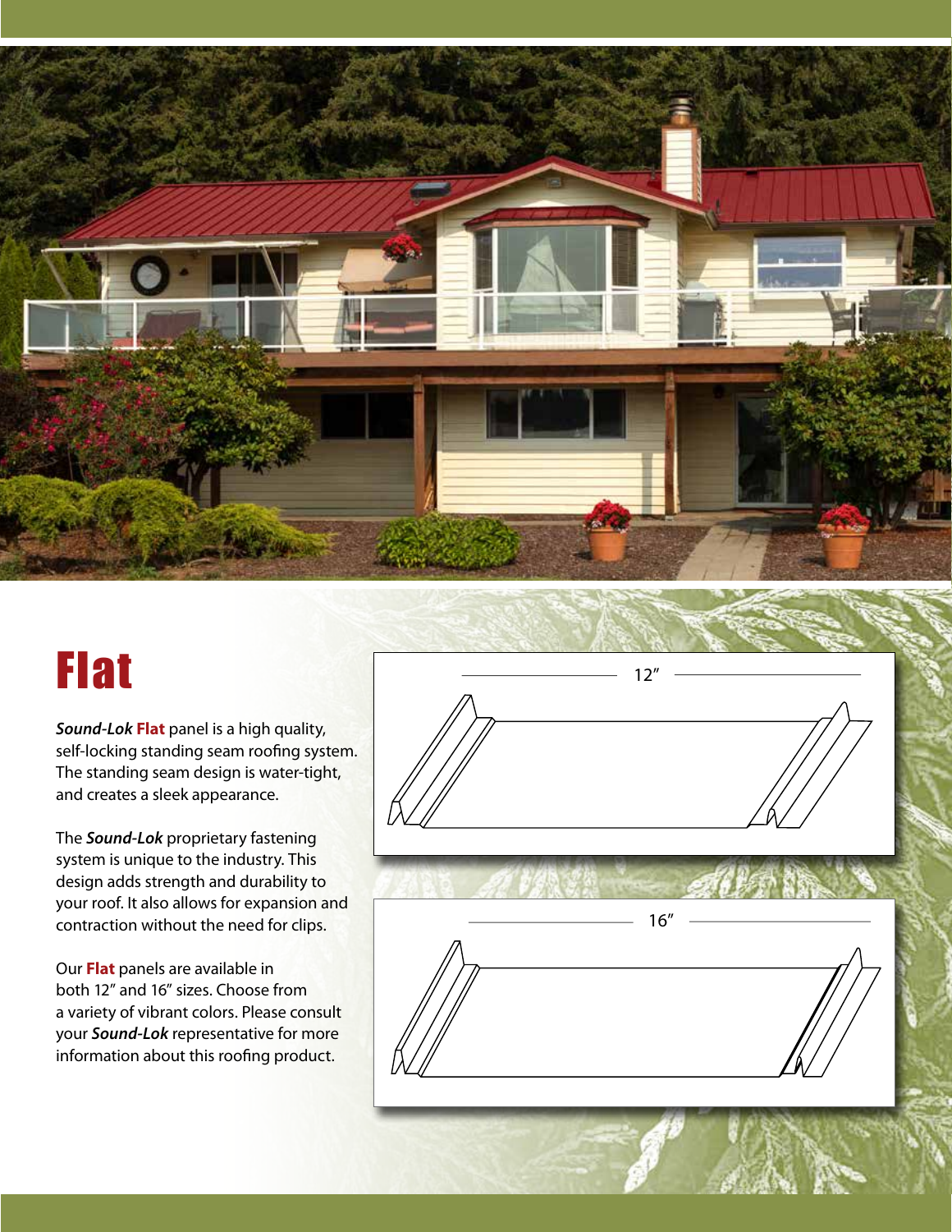# Flat

***Sound-Lok* Flat** panel is a high quality, self-locking standing seam roofing system. The standing seam design is water-tight, and creates a sleek appearance.

The ***Sound-Lok*** proprietary fastening system is unique to the industry. This design adds strength and durability to your roof. It also allows for expansion and contraction without the need for clips.

Our **Flat** panels are available in both 12″ and 16″ sizes. Choose from a variety of vibrant colors. Please consult your ***Sound-Lok*** representative for more information about this roofing product.

12″

16″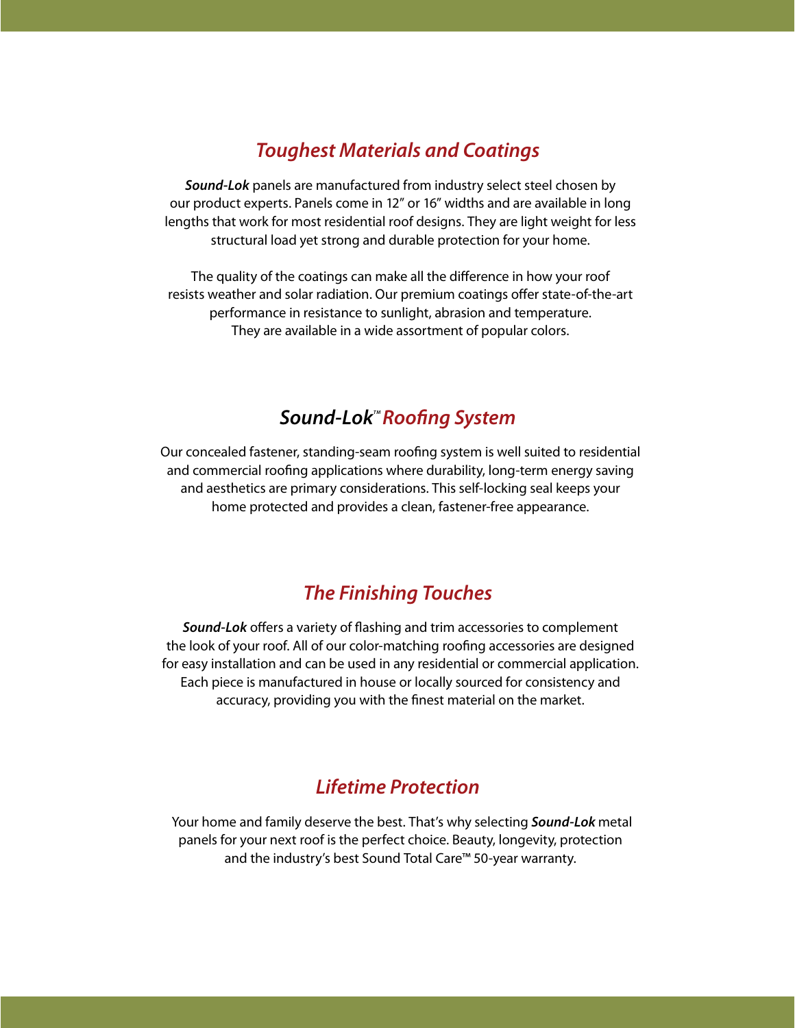## *Toughest Materials and Coatings*

***Sound-Lok*** panels are manufactured from industry select steel chosen by our product experts. Panels come in 12" or 16" widths and are available in long lengths that work for most residential roof designs. They are light weight for less structural load yet strong and durable protection for your home.

The quality of the coatings can make all the difference in how your roof resists weather and solar radiation. Our premium coatings offer state-of-the-art performance in resistance to sunlight, abrasion and temperature. They are available in a wide assortment of popular colors.

## *Sound-Lok™ Roofing System*

Our concealed fastener, standing-seam roofing system is well suited to residential and commercial roofing applications where durability, long-term energy saving and aesthetics are primary considerations. This self-locking seal keeps your home protected and provides a clean, fastener-free appearance.

## *The Finishing Touches*

***Sound-Lok*** offers a variety of flashing and trim accessories to complement the look of your roof. All of our color-matching roofing accessories are designed for easy installation and can be used in any residential or commercial application. Each piece is manufactured in house or locally sourced for consistency and accuracy, providing you with the finest material on the market.

## *Lifetime Protection*

Your home and family deserve the best. That's why selecting ***Sound-Lok*** metal panels for your next roof is the perfect choice. Beauty, longevity, protection and the industry's best Sound Total Care™ 50-year warranty.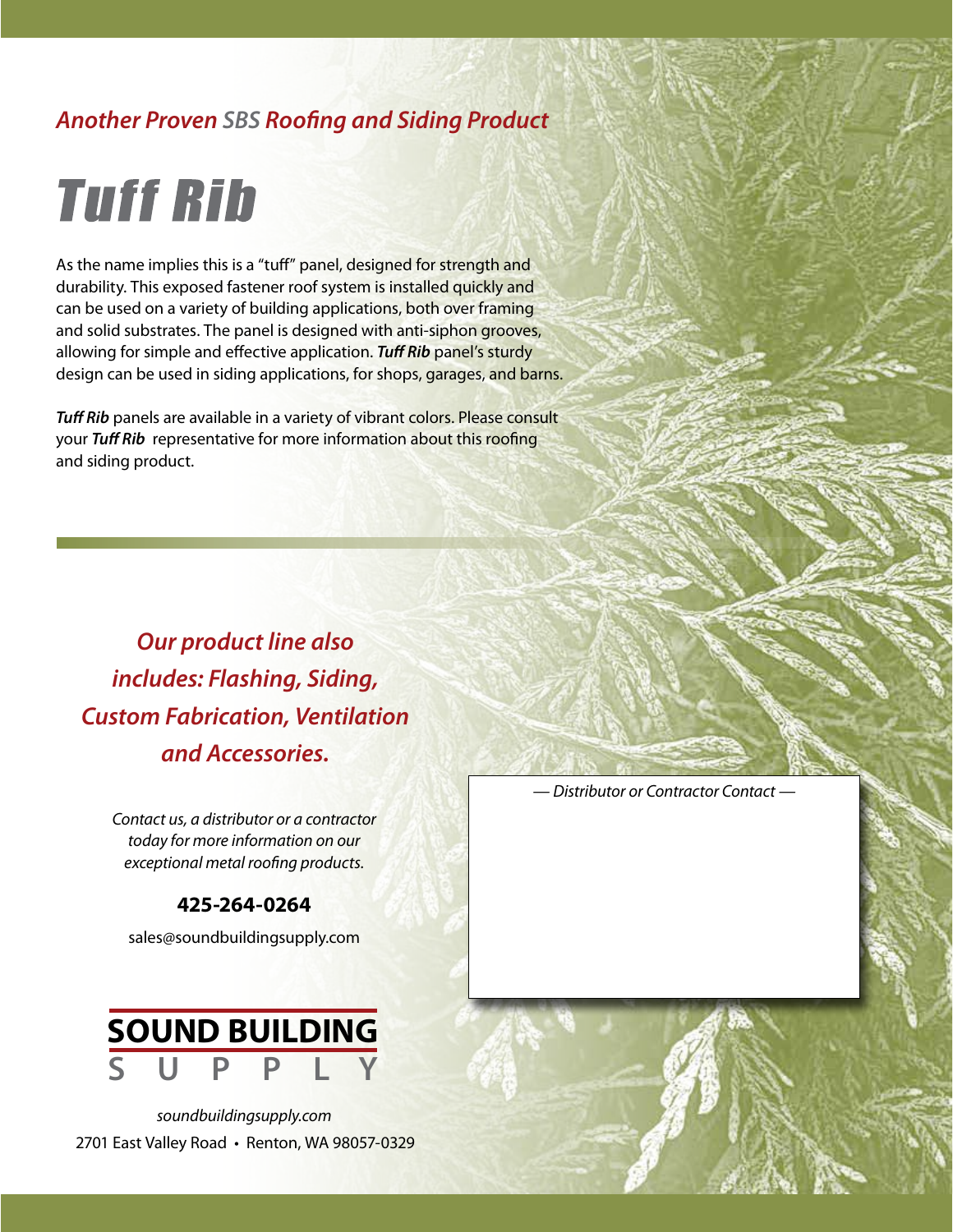*Another Proven SBS Roofing and Siding Product*

# *Tuff Rib*

As the name implies this is a "tuff" panel, designed for strength and durability. This exposed fastener roof system is installed quickly and can be used on a variety of building applications, both over framing and solid substrates. The panel is designed with anti-siphon grooves, allowing for simple and effective application. ***Tuff Rib*** panel's sturdy design can be used in siding applications, for shops, garages, and barns.

***Tuff Rib*** panels are available in a variety of vibrant colors. Please consult your ***Tuff Rib*** representative for more information about this roofing and siding product.

***Our product line also includes: Flashing, Siding, Custom Fabrication, Ventilation and Accessories.***

*Contact us, a distributor or a contractor today for more information on our exceptional metal roofing products.*

**425-264-0264**

sales@soundbuildingsupply.com

*— Distributor or Contractor Contact —*

**SOUND BUILDING SUPPLY**

*soundbuildingsupply.com*

2701 East Valley Road • Renton, WA 98057-0329